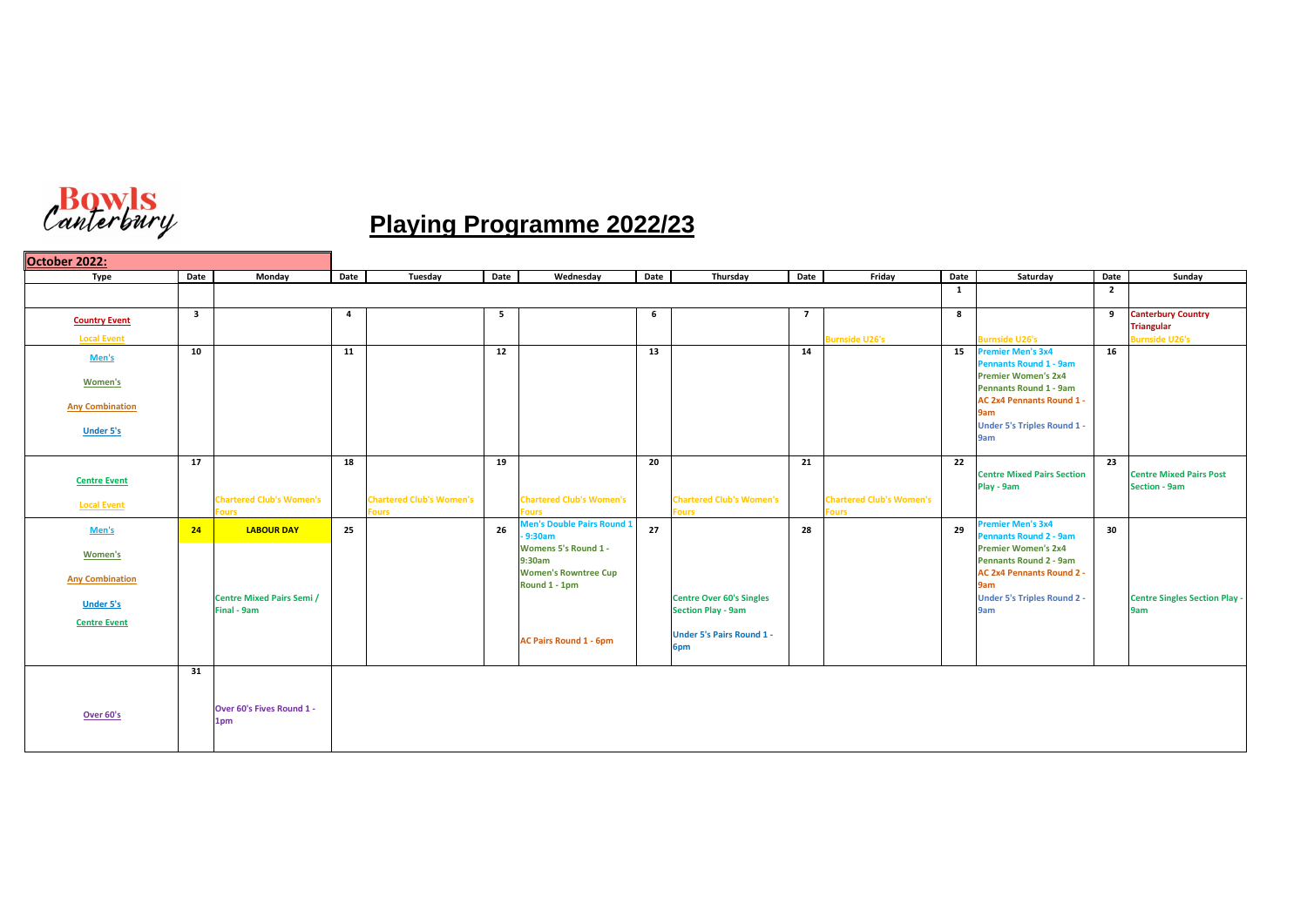Bowls Canterbury

# Playing Programme 2022/23

## October 2022:

| Type | Date | Monday | Date | Tuesday | Date | Wednesday | Date | Thursday | Date | Friday | Date | Saturday | Date | Sunday |
|---|---|---|---|---|---|---|---|---|---|---|---|---|---|---|
| | | | | | | | | | | | 1 | | 2 | |
| Country Event<br>Local Event | 3 | | 4 | | 5 | | 6 | | 7 | Burnside U26's | 8 | Burnside U26's | 9 | Canterbury Country Triangular<br>Burnside U26's |
| Men's<br>Women's<br>Any Combination<br>Under 5's | 10 | | 11 | | 12 | | 13 | | 14 | | 15 | Premier Men's 3x4 Pennants Round 1 - 9am<br>Premier Women's 2x4 Pennants Round 1 - 9am<br>AC 2x4 Pennants Round 1 - 9am<br>Under 5's Triples Round 1 - 9am | 16 | |
| Centre Event<br>Local Event | 17 | Chartered Club's Women's Fours | 18 | Chartered Club's Women's Fours | 19 | Chartered Club's Women's Fours | 20 | Chartered Club's Women's Fours | 21 | Chartered Club's Women's Fours | 22 | Centre Mixed Pairs Section Play - 9am | 23 | Centre Mixed Pairs Post Section - 9am |
| Men's<br>Women's<br>Any Combination<br>Under 5's<br>Centre Event | 24 | LABOUR DAY<br>Centre Mixed Pairs Semi / Final - 9am | 25 | | 26 | Men's Double Pairs Round 1 - 9:30am<br>Womens 5's Round 1 - 9:30am<br>Women's Rowntree Cup Round 1 - 1pm<br>AC Pairs Round 1 - 6pm | 27 | Centre Over 60's Singles Section Play - 9am<br>Under 5's Pairs Round 1 - 6pm | 28 | | 29 | Premier Men's 3x4 Pennants Round 2 - 9am<br>Premier Women's 2x4 Pennants Round 2 - 9am<br>AC 2x4 Pennants Round 2 - 9am<br>Under 5's Triples Round 2 - 9am | 30 | Centre Singles Section Play - 9am |
| Over 60's | 31 | Over 60's Fives Round 1 - 1pm | | | | | | | | | | | | |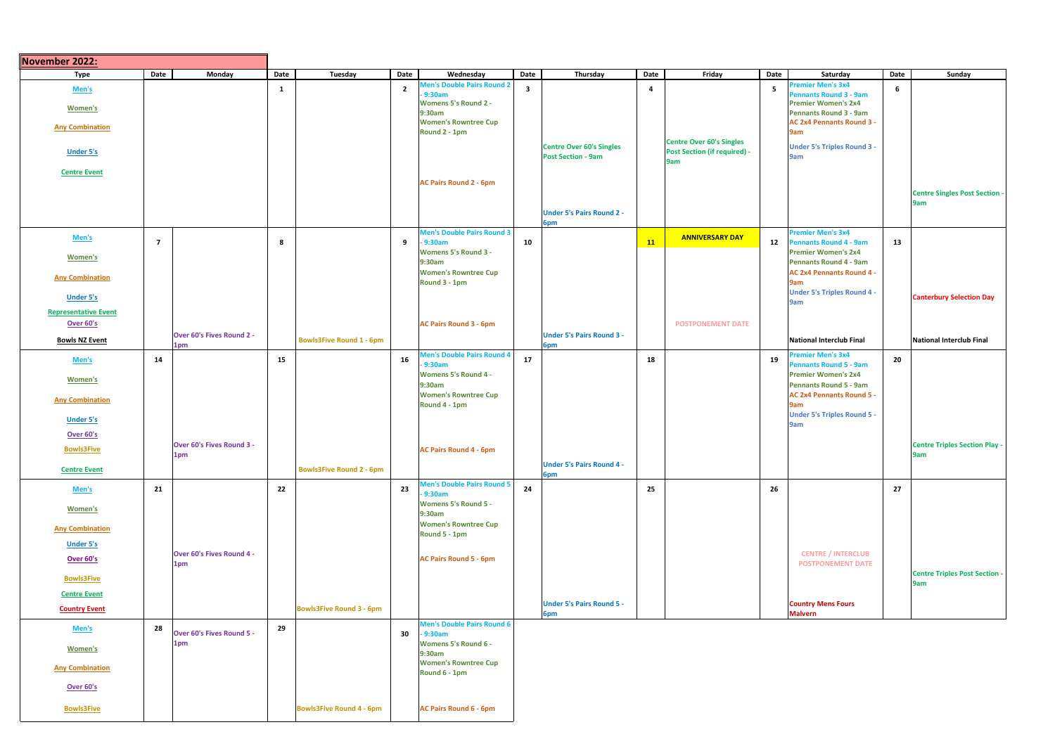## November 2022:

| Type | Date | Monday | Date | Tuesday | Date | Wednesday | Date | Thursday | Date | Friday | Date | Saturday | Date | Sunday |
|---|---|---|---|---|---|---|---|---|---|---|---|---|---|---|
| Men's<br>Women's<br>Any Combination<br>Under 5's<br>Centre Event | | | 1 | | 2 | Men's Double Pairs Round 2 - 9:30am<br>Womens 5's Round 2 - 9:30am<br>Women's Rowntree Cup Round 2 - 1pm<br>AC Pairs Round 2 - 6pm | 3 | Centre Over 60's Singles Post Section - 9am<br>Under 5's Pairs Round 2 - 6pm | 4 | Centre Over 60's Singles Post Section (if required) - 9am | 5 | Premier Men's 3x4 Pennants Round 3 - 9am<br>Premier Women's 2x4 Pennants Round 3 - 9am<br>AC 2x4 Pennants Round 3 - 9am<br>Under 5's Triples Round 3 - 9am | 6 | Centre Singles Post Section - 9am |
| Men's<br>Women's<br>Any Combination<br>Under 5's<br>Representative Event<br>Over 60's<br>Bowls NZ Event | 7 | Over 60's Fives Round 2 - 1pm | 8 | Bowls3Five Round 1 - 6pm | 9 | Men's Double Pairs Round 3 - 9:30am<br>Womens 5's Round 3 - 9:30am<br>Women's Rowntree Cup Round 3 - 1pm<br>AC Pairs Round 3 - 6pm | 10 | Under 5's Pairs Round 3 - 6pm | 11 | ANNIVERSARY DAY<br>POSTPONEMENT DATE | 12 | Premier Men's 3x4 Pennants Round 4 - 9am<br>Premier Women's 2x4 Pennants Round 4 - 9am<br>AC 2x4 Pennants Round 4 - 9am<br>Under 5's Triples Round 4 - 9am<br>National Interclub Final | 13 | Canterbury Selection Day<br>National Interclub Final |
| Men's<br>Women's<br>Any Combination<br>Under 5's<br>Over 60's<br>Bowls3Five<br>Centre Event | 14 | Over 60's Fives Round 3 - 1pm | 15 | Bowls3Five Round 2 - 6pm | 16 | Men's Double Pairs Round 4 - 9:30am<br>Womens 5's Round 4 - 9:30am<br>Women's Rowntree Cup Round 4 - 1pm<br>AC Pairs Round 4 - 6pm | 17 | Under 5's Pairs Round 4 - 6pm | 18 | | 19 | Premier Men's 3x4 Pennants Round 5 - 9am<br>Premier Women's 2x4 Pennants Round 5 - 9am<br>AC 2x4 Pennants Round 5 - 9am<br>Under 5's Triples Round 5 - 9am | 20 | Centre Triples Section Play - 9am |
| Men's<br>Women's<br>Any Combination<br>Under 5's<br>Over 60's<br>Bowls3Five<br>Centre Event<br>Country Event | 21 | Over 60's Fives Round 4 - 1pm | 22 | Bowls3Five Round 3 - 6pm | 23 | Men's Double Pairs Round 5 - 9:30am<br>Womens 5's Round 5 - 9:30am<br>Women's Rowntree Cup Round 5 - 1pm<br>AC Pairs Round 5 - 6pm | 24 | Under 5's Pairs Round 5 - 6pm | 25 | | 26 | CENTRE / INTERCLUB POSTPONEMENT DATE<br>Country Mens Fours Malvern | 27 | Centre Triples Post Section - 9am |
| Men's<br>Women's<br>Any Combination<br>Over 60's<br>Bowls3Five | 28 | Over 60's Fives Round 5 - 1pm | 29 | Bowls3Five Round 4 - 6pm | 30 | Men's Double Pairs Round 6 - 9:30am<br>Womens 5's Round 6 - 9:30am<br>Women's Rowntree Cup Round 6 - 1pm<br>AC Pairs Round 6 - 6pm | | | | | | | | |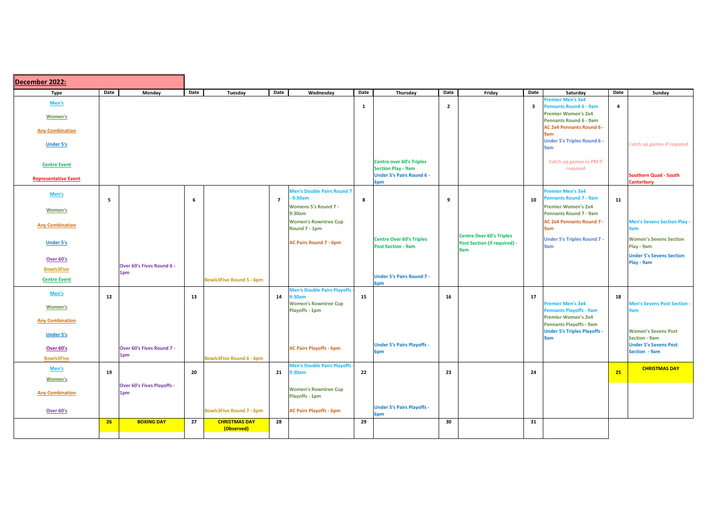## December 2022:

| Type | Date | Monday | Date | Tuesday | Date | Wednesday | Date | Thursday | Date | Friday | Date | Saturday | Date | Sunday |
|---|---|---|---|---|---|---|---|---|---|---|---|---|---|---|
| Men's<br>Women's<br>Any Combination<br>Under 5's<br>Centre Event<br>Representative Event | | | | | | | 1 | Centre over 60's Triples Section Play - 9am<br>Under 5's Pairs Round 6 - 6pm | 2 | | 3 | Premier Men's 3x4 Pennants Round 6 - 9am<br>Premier Women's 2x4 Pennants Round 6 - 9am<br>AC 2x4 Pennants Round 6 - 9am<br>Under 5's Triples Round 6 - 9am<br>Catch up games in PM if required | 4 | Catch up games if required<br>Southern Quad - South Canterbury |
| Men's<br>Women's<br>Any Combination<br>Under 5's<br>Over 60's<br>Bowls3Five<br>Centre Event | 5 | Over 60's Fives Round 6 - 1pm | 6 | Bowls3Five Round 5 - 6pm | 7 | Men's Double Pairs Round 7 - 9:30am<br>Womens 5's Round 7 - 9:30am<br>Women's Rowntree Cup Round 7 - 1pm<br>AC Pairs Round 7 - 6pm | 8 | Centre Over 60's Triples Post Section - 9am<br>Under 5's Pairs Round 7 - 6pm | 9 | Centre Over 60's Triples Post Section (if required) - 9am | 10 | Premier Men's 3x4 Pennants Round 7 - 9am<br>Premier Women's 2x4 Pennants Round 7 - 9am<br>AC 2x4 Pennants Round 7 - 9am<br>Under 5's Triples Round 7 - 9am | 11 | Men's Sevens Section Play - 9am<br>Women's Sevens Section Play - 9am<br>Under 5's Sevens Section Play - 9am |
| Men's<br>Women's<br>Any Combination<br>Under 5's<br>Over 60's<br>Bowls3Five | 12 | Over 60's Fives Round 7 - 1pm | 13 | Bowls3Five Round 6 - 6pm | 14 | Men's Double Pairs Playoffs - 9:30am<br>Women's Rowntree Cup Playoffs - 1pm<br>AC Pairs Playoffs - 6pm | 15 | Under 5's Pairs Playoffs - 6pm | 16 | | 17 | Premier Men's 3x4 Pennants Playoffs - 9am<br>Premier Women's 2x4 Pennants Playoffs - 9am<br>Under 5's Triples Playoffs - 9am | 18 | Men's Sevens Post Section - 9am<br>Women's Sevens Post Section - 9am<br>Under 5's Sevens Post Section - 9am |
| Men's<br>Women's<br>Any Combination<br>Over 60's | 19 | Over 60's Fives Playoffs - 1pm | 20 | Bowls3Five Round 7 - 6pm | 21 | Men's Double Pairs Playoffs - 9:30am<br>Women's Rowntree Cup Playoffs - 1pm<br>AC Pairs Playoffs - 6pm | 22 | Under 5's Pairs Playoffs - 6pm | 23 | | 24 | | 25 | CHRISTMAS DAY |
| | 26 | BOXING DAY | 27 | CHRISTMAS DAY (Observed) | 28 | | 29 | | 30 | | 31 | | | |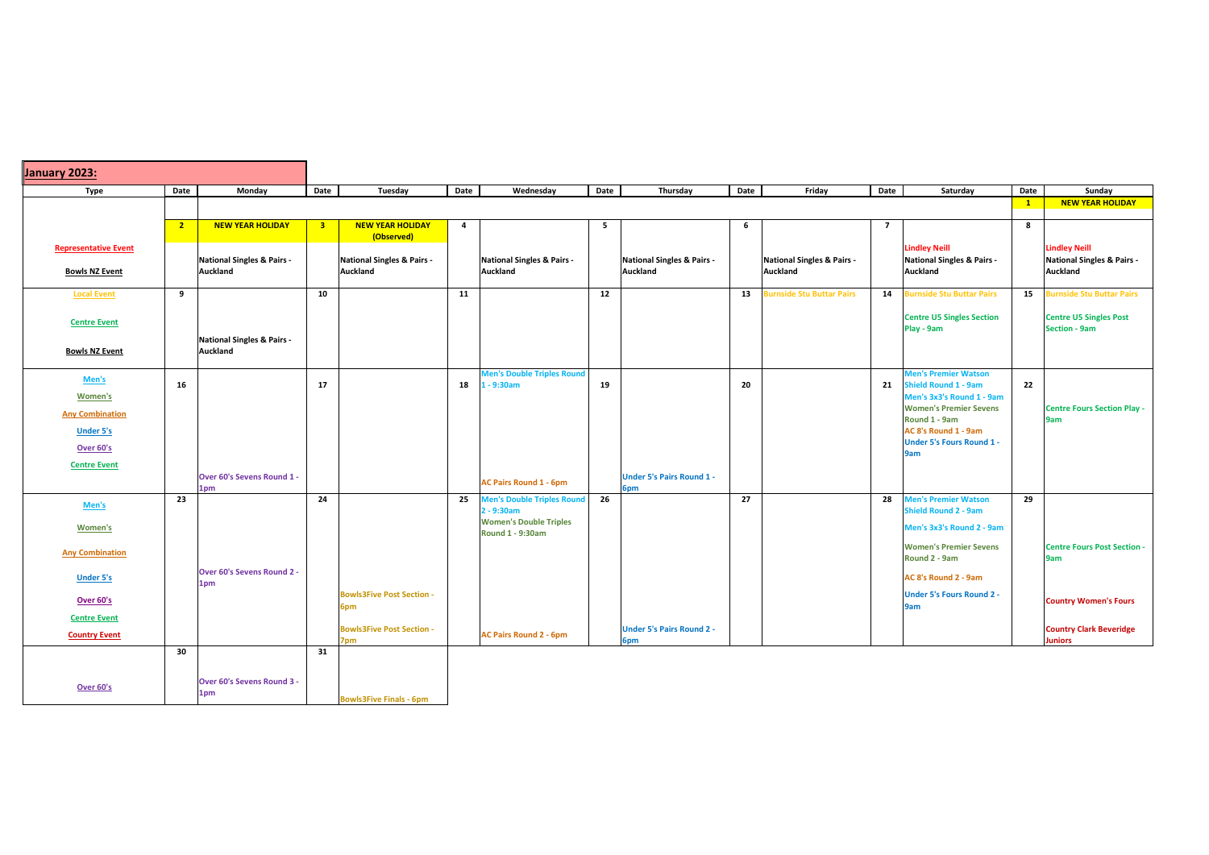## January 2023:

| Type | Date | Monday | Date | Tuesday | Date | Wednesday | Date | Thursday | Date | Friday | Date | Saturday | Date | Sunday |
|---|---|---|---|---|---|---|---|---|---|---|---|---|---|---|
| | | | | | | | | | | | | | 1 | NEW YEAR HOLIDAY |
| Representative Event<br>Bowls NZ Event | 2 | NEW YEAR HOLIDAY<br>National Singles & Pairs - Auckland | 3 | NEW YEAR HOLIDAY (Observed)<br>National Singles & Pairs - Auckland | 4 | National Singles & Pairs - Auckland | 5 | National Singles & Pairs - Auckland | 6 | National Singles & Pairs - Auckland | 7 | Lindley Neill<br>National Singles & Pairs - Auckland | 8 | Lindley Neill<br>National Singles & Pairs - Auckland |
| Local Event<br>Centre Event<br>Bowls NZ Event | 9 | National Singles & Pairs - Auckland | 10 | | 11 | | 12 | | 13 | Burnside Stu Buttar Pairs | 14 | Burnside Stu Buttar Pairs<br>Centre U5 Singles Section Play - 9am | 15 | Burnside Stu Buttar Pairs<br>Centre U5 Singles Post Section - 9am |
| Men's<br>Women's<br>Any Combination<br>Under 5's<br>Over 60's<br>Centre Event | 16 | Over 60's Sevens Round 1 - 1pm | 17 | | 18 | Men's Double Triples Round 1 - 9:30am<br>AC Pairs Round 1 - 6pm | 19 | Under 5's Pairs Round 1 - 6pm | 20 | | 21 | Men's Premier Watson Shield Round 1 - 9am<br>Men's 3x3's Round 1 - 9am<br>Women's Premier Sevens Round 1 - 9am<br>AC 8's Round 1 - 9am<br>Under 5's Fours Round 1 - 9am | 22 | Centre Fours Section Play - 9am |
| Men's<br>Women's<br>Any Combination<br>Under 5's<br>Over 60's<br>Centre Event<br>Country Event | 23 | Over 60's Sevens Round 2 - 1pm | 24 | Bowls3Five Post Section - 6pm<br>Bowls3Five Post Section - 7pm | 25 | Men's Double Triples Round 2 - 9:30am<br>Women's Double Triples Round 1 - 9:30am<br>AC Pairs Round 2 - 6pm | 26 | Under 5's Pairs Round 2 - 6pm | 27 | | 28 | Men's Premier Watson Shield Round 2 - 9am<br>Men's 3x3's Round 2 - 9am<br>Women's Premier Sevens Round 2 - 9am<br>AC 8's Round 2 - 9am<br>Under 5's Fours Round 2 - 9am | 29 | Centre Fours Post Section - 9am<br>Country Women's Fours<br>Country Clark Beveridge Juniors |
| Over 60's | 30 | Over 60's Sevens Round 3 - 1pm | 31 | Bowls3Five Finals - 6pm | | | | | | | | | | |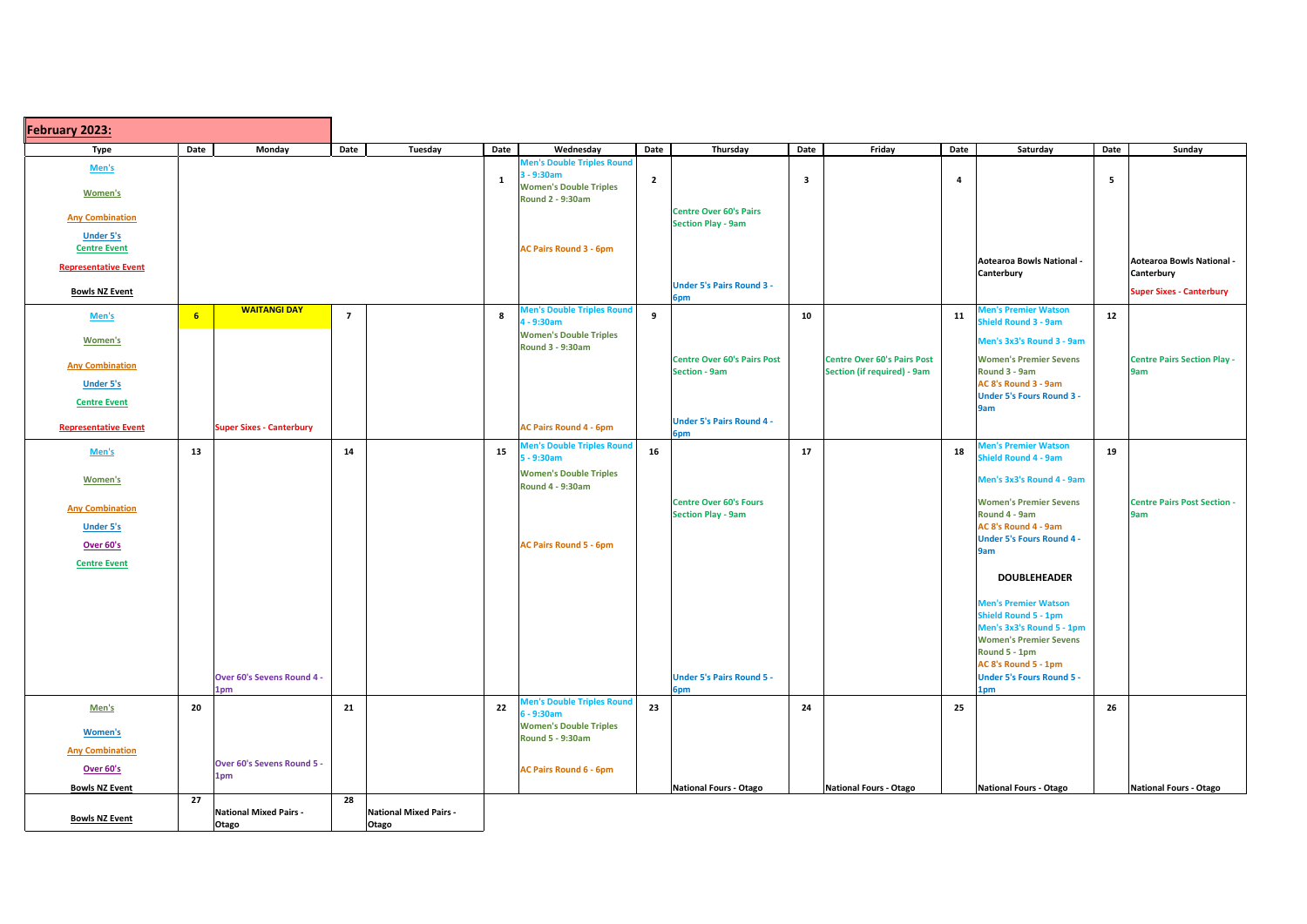## February 2023:

| Type | Date | Monday | Date | Tuesday | Date | Wednesday | Date | Thursday | Date | Friday | Date | Saturday | Date | Sunday |
|---|---|---|---|---|---|---|---|---|---|---|---|---|---|---|
| Men's<br>Women's<br>Any Combination<br>Under 5's<br>Centre Event<br>Representative Event<br>Bowls NZ Event | | | | | 1 | Men's Double Triples Round 3 - 9:30am<br>Women's Double Triples Round 2 - 9:30am<br>AC Pairs Round 3 - 6pm | 2 | Centre Over 60's Pairs Section Play - 9am<br>Under 5's Pairs Round 3 - 6pm | 3 | | 4 | Aotearoa Bowls National - Canterbury | 5 | Aotearoa Bowls National - Canterbury<br>Super Sixes - Canterbury |
| Men's<br>Women's<br>Any Combination<br>Under 5's<br>Centre Event<br>Representative Event | 6 | WAITANGI DAY<br>Super Sixes - Canterbury | 7 | | 8 | Men's Double Triples Round 4 - 9:30am<br>Women's Double Triples Round 3 - 9:30am<br>AC Pairs Round 4 - 6pm | 9 | Centre Over 60's Pairs Post Section - 9am<br>Under 5's Pairs Round 4 - 6pm | 10 | Centre Over 60's Pairs Post Section (if required) - 9am | 11 | Men's Premier Watson Shield Round 3 - 9am<br>Men's 3x3's Round 3 - 9am<br>Women's Premier Sevens Round 3 - 9am<br>AC 8's Round 3 - 9am<br>Under 5's Fours Round 3 - 9am | 12 | Centre Pairs Section Play - 9am |
| Men's<br>Women's<br>Any Combination<br>Under 5's<br>Over 60's<br>Centre Event | 13 | Over 60's Sevens Round 4 - 1pm | 14 | | 15 | Men's Double Triples Round 5 - 9:30am<br>Women's Double Triples Round 4 - 9:30am<br>AC Pairs Round 5 - 6pm | 16 | Centre Over 60's Fours Section Play - 9am<br>Under 5's Pairs Round 5 - 6pm | 17 | | 18 | Men's Premier Watson Shield Round 4 - 9am<br>Men's 3x3's Round 4 - 9am<br>Women's Premier Sevens Round 4 - 9am<br>AC 8's Round 4 - 9am<br>Under 5's Fours Round 4 - 9am<br>**DOUBLEHEADER**<br>Men's Premier Watson Shield Round 5 - 1pm<br>Men's 3x3's Round 5 - 1pm<br>Women's Premier Sevens Round 5 - 1pm<br>AC 8's Round 5 - 1pm<br>Under 5's Fours Round 5 - 1pm | 19 | Centre Pairs Post Section - 9am |
| Men's<br>Women's<br>Any Combination<br>Over 60's<br>Bowls NZ Event | 20 | Over 60's Sevens Round 5 - 1pm | 21 | | 22 | Men's Double Triples Round 6 - 9:30am<br>Women's Double Triples Round 5 - 9:30am<br>AC Pairs Round 6 - 6pm | 23 | National Fours - Otago | 24 | National Fours - Otago | 25 | National Fours - Otago | 26 | National Fours - Otago |
| Bowls NZ Event | 27 | National Mixed Pairs - Otago | 28 | National Mixed Pairs - Otago | | | | | | | | | | |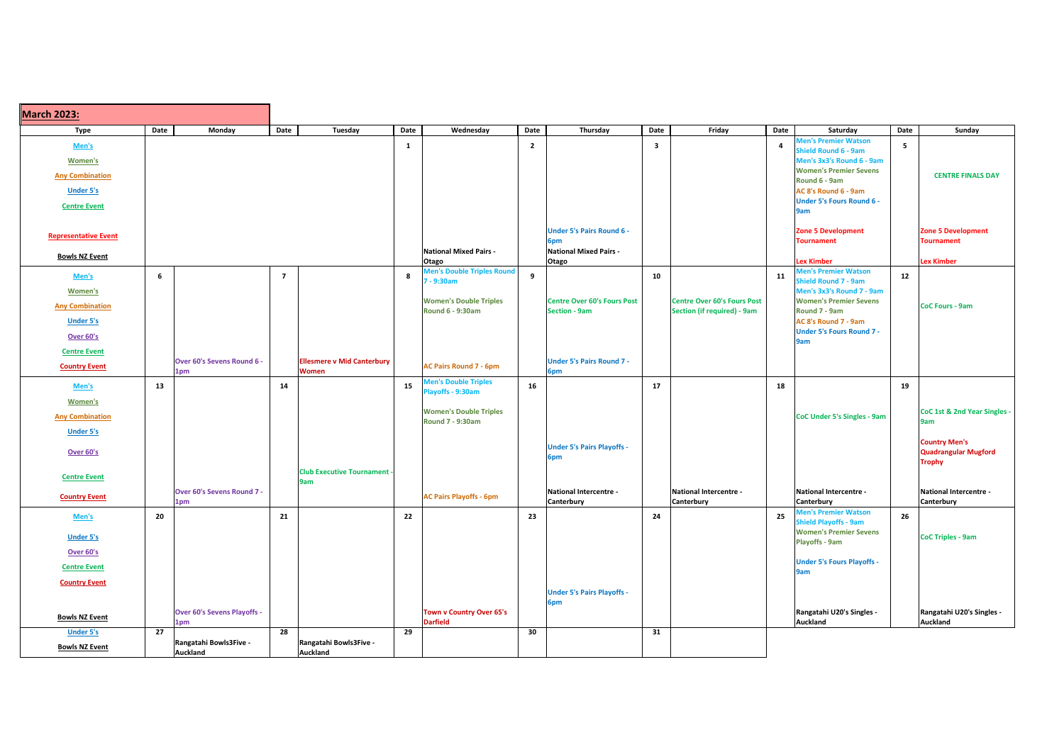## March 2023:

| Type | Date | Monday | Date | Tuesday | Date | Wednesday | Date | Thursday | Date | Friday | Date | Saturday | Date | Sunday |
|---|---|---|---|---|---|---|---|---|---|---|---|---|---|---|
| Men's<br>Women's<br>Any Combination<br>Under 5's<br>Centre Event<br>Representative Event<br>Bowls NZ Event | | | | | 1 | National Mixed Pairs - Otago | 2 | Under 5's Pairs Round 6 - 6pm<br>National Mixed Pairs - Otago | 3 | | 4 | Men's Premier Watson Shield Round 6 - 9am<br>Men's 3x3's Round 6 - 9am<br>Women's Premier Sevens Round 6 - 9am<br>AC 8's Round 6 - 9am<br>Under 5's Fours Round 6 - 9am<br>Zone 5 Development Tournament<br>Lex Kimber | 5 | CENTRE FINALS DAY<br>Zone 5 Development Tournament<br>Lex Kimber |
| Men's<br>Women's<br>Any Combination<br>Under 5's<br>Over 60's<br>Centre Event<br>Country Event | 6 | Over 60's Sevens Round 6 - 1pm | 7 | Ellesmere v Mid Canterbury Women | 8 | Men's Double Triples Round 7 - 9:30am<br>Women's Double Triples Round 6 - 9:30am<br>AC Pairs Round 7 - 6pm | 9 | Centre Over 60's Fours Post Section - 9am<br>Under 5's Pairs Round 7 - 6pm | 10 | Centre Over 60's Fours Post Section (if required) - 9am | 11 | Men's Premier Watson Shield Round 7 - 9am<br>Men's 3x3's Round 7 - 9am<br>Women's Premier Sevens Round 7 - 9am<br>AC 8's Round 7 - 9am<br>Under 5's Fours Round 7 - 9am | 12 | CoC Fours - 9am |
| Men's<br>Women's<br>Any Combination<br>Under 5's<br>Over 60's<br>Centre Event<br>Country Event | 13 | Over 60's Sevens Round 7 - 1pm | 14 | Club Executive Tournament - 9am | 15 | Men's Double Triples Playoffs - 9:30am<br>Women's Double Triples Round 7 - 9:30am<br>AC Pairs Playoffs - 6pm | 16 | Under 5's Pairs Playoffs - 6pm<br>National Intercentre - Canterbury | 17 | National Intercentre - Canterbury | 18 | CoC Under 5's Singles - 9am<br>National Intercentre - Canterbury | 19 | CoC 1st & 2nd Year Singles - 9am<br>Country Men's Quadrangular Mugford Trophy<br>National Intercentre - Canterbury |
| Men's<br>Under 5's<br>Over 60's<br>Centre Event<br>Country Event<br>Bowls NZ Event | 20 | Over 60's Sevens Playoffs - 1pm | 21 | | 22 | Town v Country Over 65's Darfield | 23 | Under 5's Pairs Playoffs - 6pm | 24 | | 25 | Men's Premier Watson Shield Playoffs - 9am<br>Women's Premier Sevens Playoffs - 9am<br>Under 5's Fours Playoffs - 9am<br>Rangatahi U20's Singles - Auckland | 26 | CoC Triples - 9am<br>Rangatahi U20's Singles - Auckland |
| Under 5's<br>Bowls NZ Event | 27 | Rangatahi Bowls3Five - Auckland | 28 | Rangatahi Bowls3Five - Auckland | 29 | | 30 | | 31 | | | | | |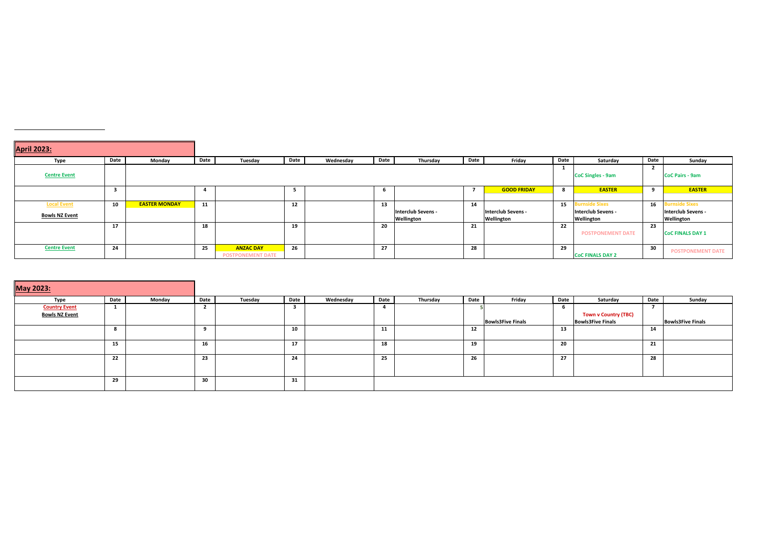## April 2023:

| Type | Date | Monday | Date | Tuesday | Date | Wednesday | Date | Thursday | Date | Friday | Date | Saturday | Date | Sunday |
|---|---|---|---|---|---|---|---|---|---|---|---|---|---|---|
| Centre Event | | | | | | | | | | | 1 | CoC Singles - 9am | 2 | CoC Pairs - 9am |
| | 3 | | 4 | | 5 | | 6 | | 7 | GOOD FRIDAY | 8 | EASTER | 9 | EASTER |
| Local Event<br>Bowls NZ Event | 10 | EASTER MONDAY | 11 | | 12 | | 13 | Interclub Sevens - Wellington | 14 | Interclub Sevens - Wellington | 15 | Burnside Sixes<br>Interclub Sevens - Wellington | 16 | Burnside Sixes<br>Interclub Sevens - Wellington |
| | 17 | | 18 | | 19 | | 20 | | 21 | | 22 | POSTPONEMENT DATE | 23 | CoC FINALS DAY 1 |
| Centre Event | 24 | | 25 | ANZAC DAY<br>POSTPONEMENT DATE | 26 | | 27 | | 28 | | 29 | CoC FINALS DAY 2 | 30 | POSTPONEMENT DATE |

## May 2023:

| Type | Date | Monday | Date | Tuesday | Date | Wednesday | Date | Thursday | Date | Friday | Date | Saturday | Date | Sunday |
|---|---|---|---|---|---|---|---|---|---|---|---|---|---|---|
| Country Event<br>Bowls NZ Event | 1 | | 2 | | 3 | | 4 | | 5 | Bowls3Five Finals | 6 | Town v Country (TBC)<br>Bowls3Five Finals | 7 | Bowls3Five Finals |
| | 8 | | 9 | | 10 | | 11 | | 12 | | 13 | | 14 | |
| | 15 | | 16 | | 17 | | 18 | | 19 | | 20 | | 21 | |
| | 22 | | 23 | | 24 | | 25 | | 26 | | 27 | | 28 | |
| | 29 | | 30 | | 31 | | | | | | | | | |